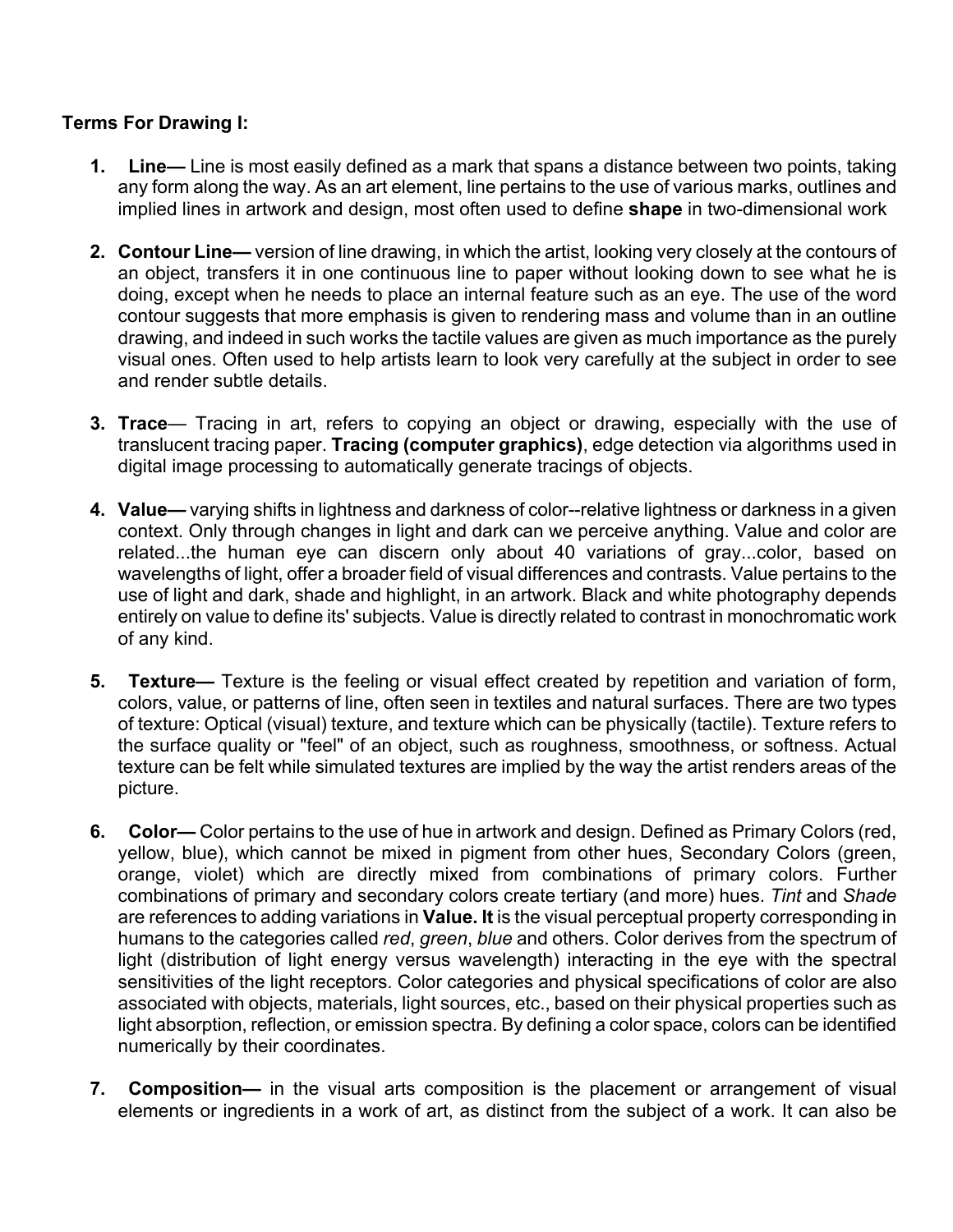**Terms For Drawing I:**

1. **Line—** Line is most easily defined as a mark that spans a distance between two points, taking any form along the way. As an art element, line pertains to the use of various marks, outlines and implied lines in artwork and design, most often used to define **shape** in two-dimensional work

2. **Contour Line—** version of line drawing, in which the artist, looking very closely at the contours of an object, transfers it in one continuous line to paper without looking down to see what he is doing, except when he needs to place an internal feature such as an eye. The use of the word contour suggests that more emphasis is given to rendering mass and volume than in an outline drawing, and indeed in such works the tactile values are given as much importance as the purely visual ones. Often used to help artists learn to look very carefully at the subject in order to see and render subtle details.

3. **Trace**— Tracing in art, refers to copying an object or drawing, especially with the use of translucent tracing paper. **Tracing (computer graphics)**, edge detection via algorithms used in digital image processing to automatically generate tracings of objects.

4. **Value—** varying shifts in lightness and darkness of color--relative lightness or darkness in a given context. Only through changes in light and dark can we perceive anything. Value and color are related...the human eye can discern only about 40 variations of gray...color, based on wavelengths of light, offer a broader field of visual differences and contrasts. Value pertains to the use of light and dark, shade and highlight, in an artwork. Black and white photography depends entirely on value to define its' subjects. Value is directly related to contrast in monochromatic work of any kind.

5. **Texture—** Texture is the feeling or visual effect created by repetition and variation of form, colors, value, or patterns of line, often seen in textiles and natural surfaces. There are two types of texture: Optical (visual) texture, and texture which can be physically (tactile). Texture refers to the surface quality or "feel" of an object, such as roughness, smoothness, or softness. Actual texture can be felt while simulated textures are implied by the way the artist renders areas of the picture.

6. **Color—** Color pertains to the use of hue in artwork and design. Defined as Primary Colors (red, yellow, blue), which cannot be mixed in pigment from other hues, Secondary Colors (green, orange, violet) which are directly mixed from combinations of primary colors. Further combinations of primary and secondary colors create tertiary (and more) hues. *Tint* and *Shade* are references to adding variations in **Value. It** is the visual perceptual property corresponding in humans to the categories called *red*, *green*, *blue* and others. Color derives from the spectrum of light (distribution of light energy versus wavelength) interacting in the eye with the spectral sensitivities of the light receptors. Color categories and physical specifications of color are also associated with objects, materials, light sources, etc., based on their physical properties such as light absorption, reflection, or emission spectra. By defining a color space, colors can be identified numerically by their coordinates.

7. **Composition—** in the visual arts composition is the placement or arrangement of visual elements or ingredients in a work of art, as distinct from the subject of a work. It can also be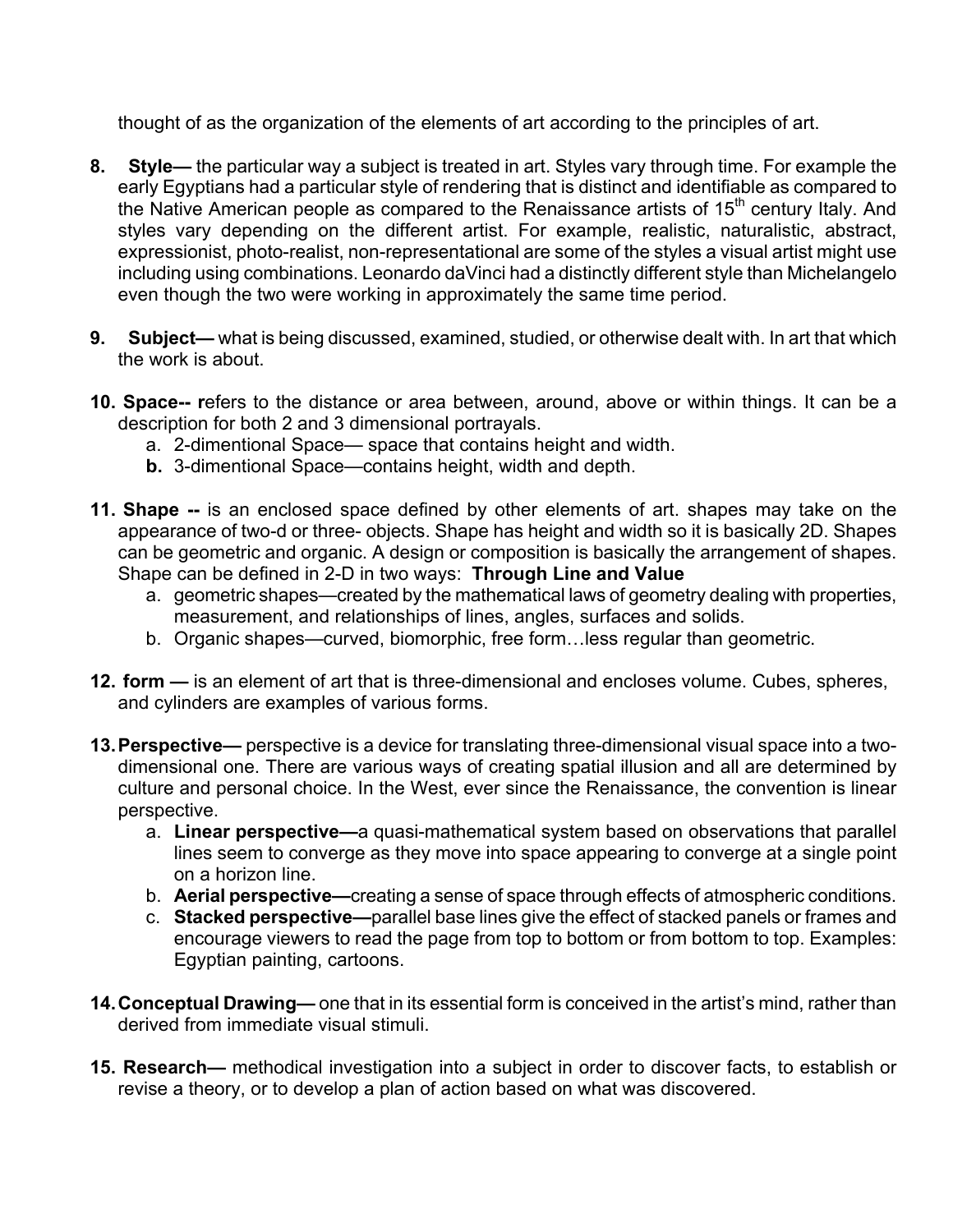thought of as the organization of the elements of art according to the principles of art.

8. **Style—** the particular way a subject is treated in art. Styles vary through time. For example the early Egyptians had a particular style of rendering that is distinct and identifiable as compared to the Native American people as compared to the Renaissance artists of 15th century Italy. And styles vary depending on the different artist. For example, realistic, naturalistic, abstract, expressionist, photo-realist, non-representational are some of the styles a visual artist might use including using combinations. Leonardo daVinci had a distinctly different style than Michelangelo even though the two were working in approximately the same time period.

9. **Subject—** what is being discussed, examined, studied, or otherwise dealt with. In art that which the work is about.

10. **Space-- r**efers to the distance or area between, around, above or within things. It can be a description for both 2 and 3 dimensional portrayals.
    a. 2-dimentional Space— space that contains height and width.
    **b.** 3-dimentional Space—contains height, width and depth.

11. **Shape --** is an enclosed space defined by other elements of art. shapes may take on the appearance of two-d or three- objects. Shape has height and width so it is basically 2D. Shapes can be geometric and organic. A design or composition is basically the arrangement of shapes. Shape can be defined in 2-D in two ways: **Through Line and Value**
    a. geometric shapes—created by the mathematical laws of geometry dealing with properties, measurement, and relationships of lines, angles, surfaces and solids.
    b. Organic shapes—curved, biomorphic, free form…less regular than geometric.

12. **form —** is an element of art that is three-dimensional and encloses volume. Cubes, spheres, and cylinders are examples of various forms.

13. **Perspective—** perspective is a device for translating three-dimensional visual space into a two-dimensional one. There are various ways of creating spatial illusion and all are determined by culture and personal choice. In the West, ever since the Renaissance, the convention is linear perspective.
    a. **Linear perspective—**a quasi-mathematical system based on observations that parallel lines seem to converge as they move into space appearing to converge at a single point on a horizon line.
    b. **Aerial perspective—**creating a sense of space through effects of atmospheric conditions.
    c. **Stacked perspective—**parallel base lines give the effect of stacked panels or frames and encourage viewers to read the page from top to bottom or from bottom to top. Examples: Egyptian painting, cartoons.

14. **Conceptual Drawing—** one that in its essential form is conceived in the artist's mind, rather than derived from immediate visual stimuli.

15. **Research—** methodical investigation into a subject in order to discover facts, to establish or revise a theory, or to develop a plan of action based on what was discovered.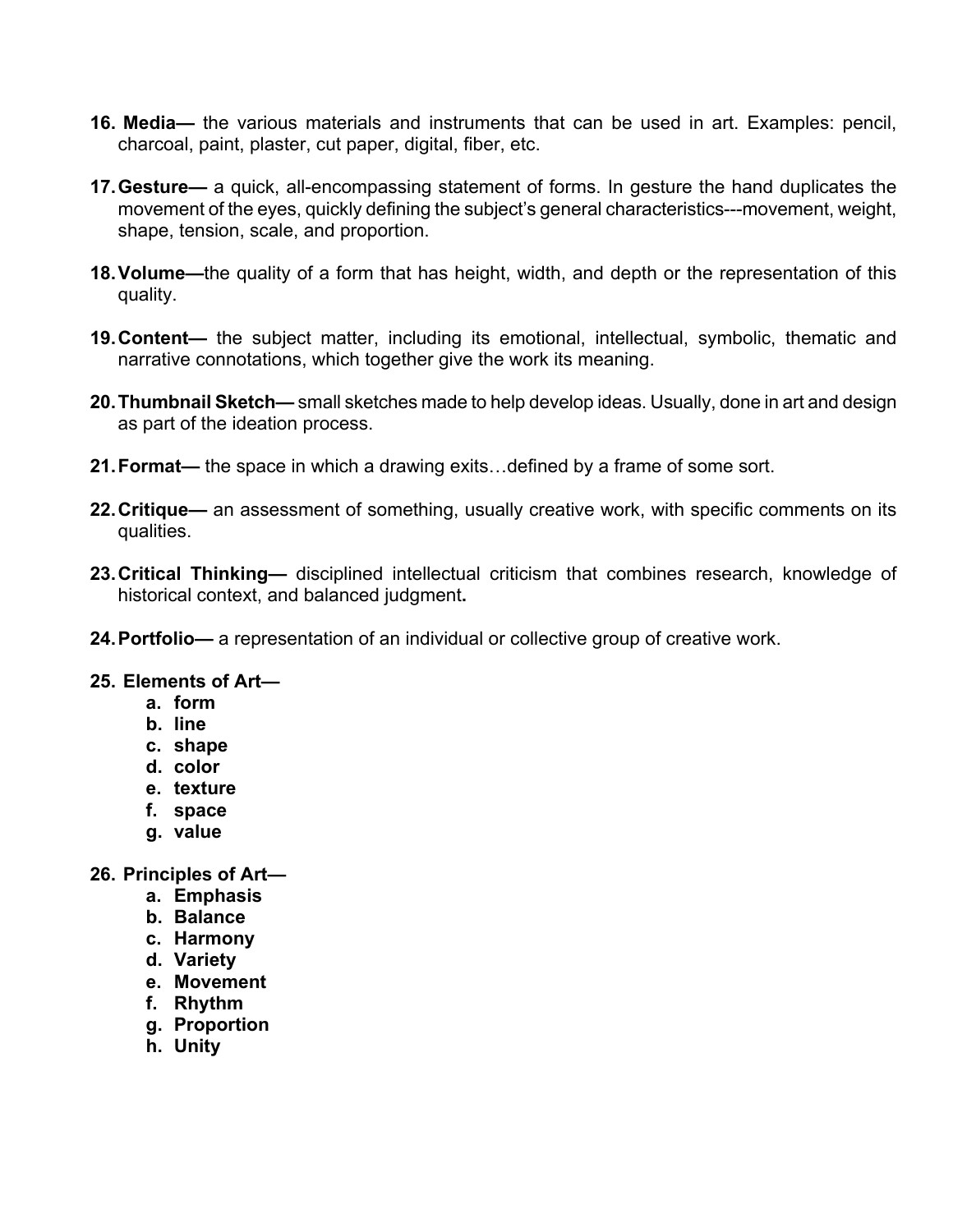16. **Media—** the various materials and instruments that can be used in art. Examples: pencil, charcoal, paint, plaster, cut paper, digital, fiber, etc.

17. **Gesture—** a quick, all-encompassing statement of forms. In gesture the hand duplicates the movement of the eyes, quickly defining the subject's general characteristics---movement, weight, shape, tension, scale, and proportion.

18. **Volume—**the quality of a form that has height, width, and depth or the representation of this quality.

19. **Content—** the subject matter, including its emotional, intellectual, symbolic, thematic and narrative connotations, which together give the work its meaning.

20. **Thumbnail Sketch—** small sketches made to help develop ideas. Usually, done in art and design as part of the ideation process.

21. **Format—** the space in which a drawing exits…defined by a frame of some sort.

22. **Critique—** an assessment of something, usually creative work, with specific comments on its qualities.

23. **Critical Thinking—** disciplined intellectual criticism that combines research, knowledge of historical context, and balanced judgment**.**

24. **Portfolio—** a representation of an individual or collective group of creative work.

25. **Elements of Art—**
    a. **form**
    b. **line**
    c. **shape**
    d. **color**
    e. **texture**
    f. **space**
    g. **value**

26. **Principles of Art—**
    a. **Emphasis**
    b. **Balance**
    c. **Harmony**
    d. **Variety**
    e. **Movement**
    f. **Rhythm**
    g. **Proportion**
    h. **Unity**